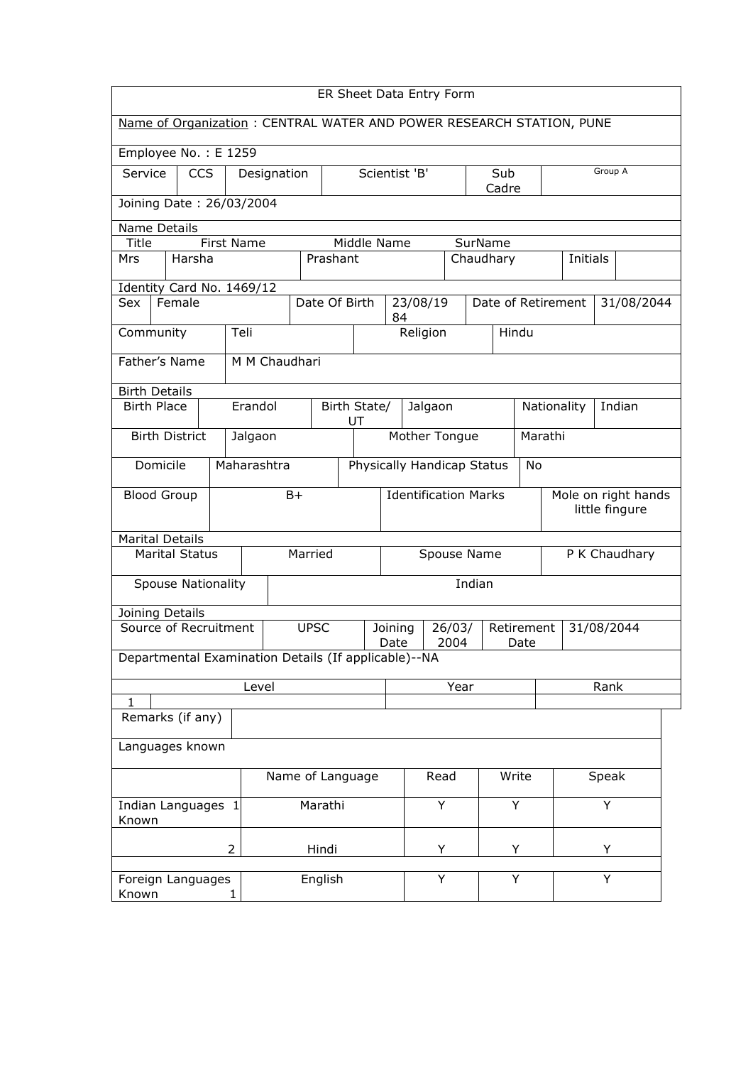# ER Sheet Data Entry Form

Name of Organization : CENTRAL WATER AND POWER RESEARCH STATION, PUNE

Employee No. : E 1259

| Service | CCS | Designation | Scientist 'B' | Sub Cadre | Group A |
|---|---|---|---|---|---|

Joining Date : 26/03/2004

**Name Details**

| Title | First Name | Middle Name | SurName | | |
|---|---|---|---|---|---|
| Mrs | Harsha | Prashant | Chaudhary | Initials | |

Identity Card No. 1469/12

| Sex | Female | Date Of Birth | 23/08/1984 | Date of Retirement | 31/08/2044 |
|---|---|---|---|---|---|

| Community | Teli | Religion | Hindu |
|---|---|---|---|

| Father's Name | M M Chaudhari |
|---|---|

**Birth Details**

| Birth Place | Erandol | Birth State/ UT | Jalgaon | Nationality | Indian |
|---|---|---|---|---|---|

| Birth District | Jalgaon | Mother Tongue | Marathi |
|---|---|---|---|
| Domicile | Maharashtra | Physically Handicap Status | No |
| Blood Group | B+ | Identification Marks | Mole on right hands little fingure |

**Marital Details**

| Marital Status | Married | Spouse Name | P K Chaudhary |
|---|---|---|---|

| Spouse Nationality | Indian |
|---|---|

**Joining Details**

| Source of Recruitment | UPSC | Joining Date | 26/03/2004 | Retirement Date | 31/08/2044 |
|---|---|---|---|---|---|

Departmental Examination Details (If applicable)--NA

| | Level | Year | Rank |
|---|---|---|---|
| 1 | | | |

| Remarks (if any) | |
|---|---|

Languages known

| | | Name of Language | Read | Write | Speak |
|---|---|---|---|---|---|
| Indian Languages Known | 1 | Marathi | Y | Y | Y |
| | 2 | Hindi | Y | Y | Y |
| Foreign Languages Known | 1 | English | Y | Y | Y |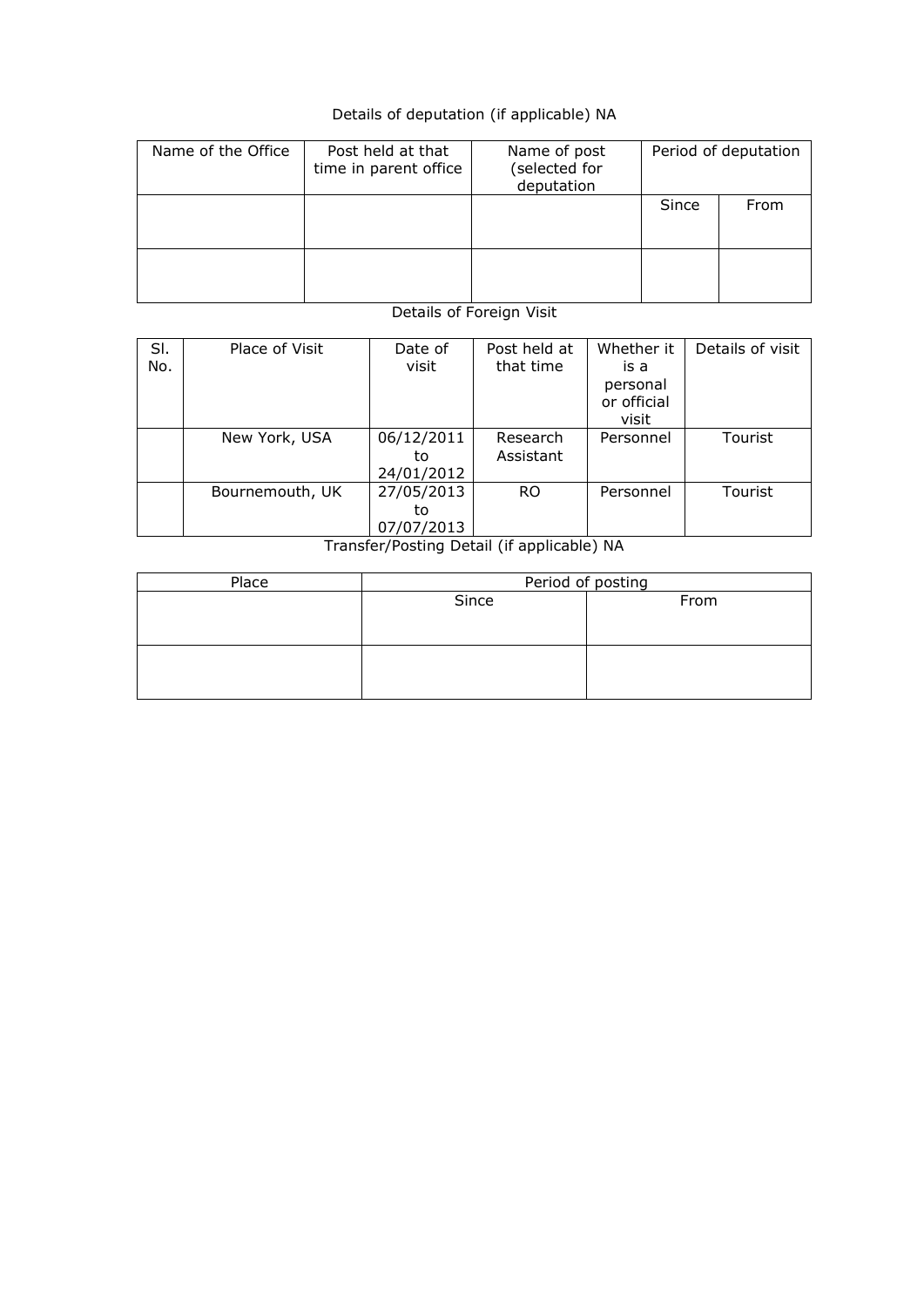Details of deputation (if applicable) NA

| Name of the Office | Post held at that time in parent office | Name of post (selected for deputation | Period of deputation | |
|---|---|---|---|---|
| | | | Since | From |
| | | | | |

Details of Foreign Visit

| Sl. No. | Place of Visit | Date of visit | Post held at that time | Whether it is a personal or official visit | Details of visit |
|---|---|---|---|---|---|
| | New York, USA | 06/12/2011 to 24/01/2012 | Research Assistant | Personnel | Tourist |
| | Bournemouth, UK | 27/05/2013 to 07/07/2013 | RO | Personnel | Tourist |

Transfer/Posting Detail (if applicable) NA

| Place | Period of posting | |
|---|---|---|
| | Since | From |
| | | |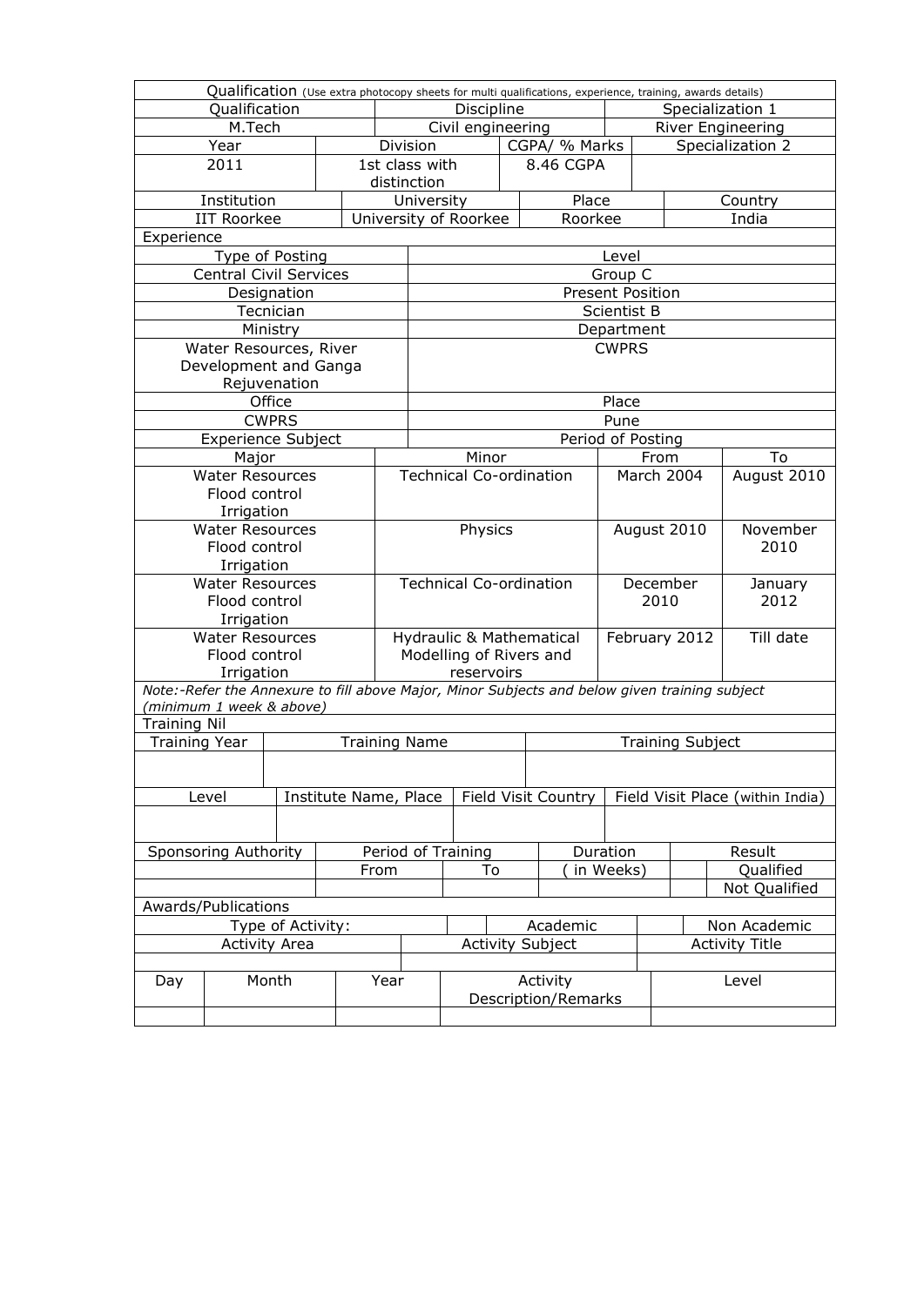**Qualification** (Use extra photocopy sheets for multi qualifications, experience, training, awards details)

| Qualification | Discipline | Specialization 1 |
|---|---|---|
| M.Tech | Civil engineering | River Engineering |

| Year | Division | CGPA/ % Marks | Specialization 2 |
|---|---|---|---|
| 2011 | 1st class with distinction | 8.46 CGPA | |

| Institution | University | Place | Country |
|---|---|---|---|
| IIT Roorkee | University of Roorkee | Roorkee | India |

**Experience**

| Type of Posting | Level |
|---|---|
| Central Civil Services | Group C |
| **Designation** | **Present Position** |
| Tecnician | Scientist B |
| **Ministry** | **Department** |
| Water Resources, River Development and Ganga Rejuvenation | CWPRS |
| **Office** | **Place** |
| CWPRS | Pune |

| Experience Subject | | Period of Posting | |
|---|---|---|---|
| Major | Minor | From | To |
| Water Resources Flood control Irrigation | Technical Co-ordination | March 2004 | August 2010 |
| Water Resources Flood control Irrigation | Physics | August 2010 | November 2010 |
| Water Resources Flood control Irrigation | Technical Co-ordination | December 2010 | January 2012 |
| Water Resources Flood control Irrigation | Hydraulic & Mathematical Modelling of Rivers and reservoirs | February 2012 | Till date |

*Note:-Refer the Annexure to fill above Major, Minor Subjects and below given training subject (minimum 1 week & above)*

**Training Nil**

| Training Year | Training Name | Training Subject |
|---|---|---|
| | | |

| Level | Institute Name, Place | Field Visit Country | Field Visit Place (within India) |
|---|---|---|---|
| | | | |

| Sponsoring Authority | Period of Training | | Duration | | Result |
|---|---|---|---|---|---|
| | From | To | ( in Weeks) | | Qualified |
| | | | | | Not Qualified |

**Awards/Publications**

| Type of Activity: | | Academic | | Non Academic |
|---|---|---|---|---|
| Activity Area | Activity Subject | | Activity Title | |
| | | | | |

| Day | Month | Year | Activity Description/Remarks | Level |
|---|---|---|---|---|
| | | | | |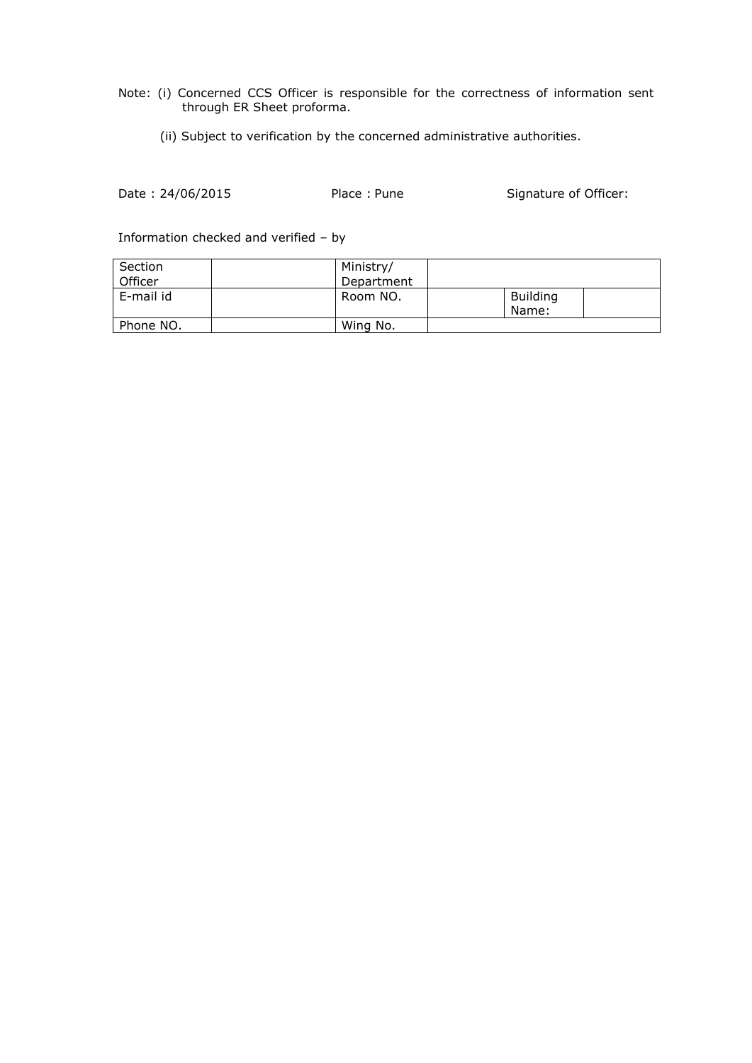Note: (i) Concerned CCS Officer is responsible for the correctness of information sent through ER Sheet proforma.

(ii) Subject to verification by the concerned administrative authorities.

Date : 24/06/2015 Place : Pune Signature of Officer:

Information checked and verified – by

| | | | | | |
|---|---|---|---|---|---|
| Section Officer | | Ministry/ Department | | | |
| E-mail id | | Room NO. | | Building Name: | |
| Phone NO. | | Wing No. | | | |